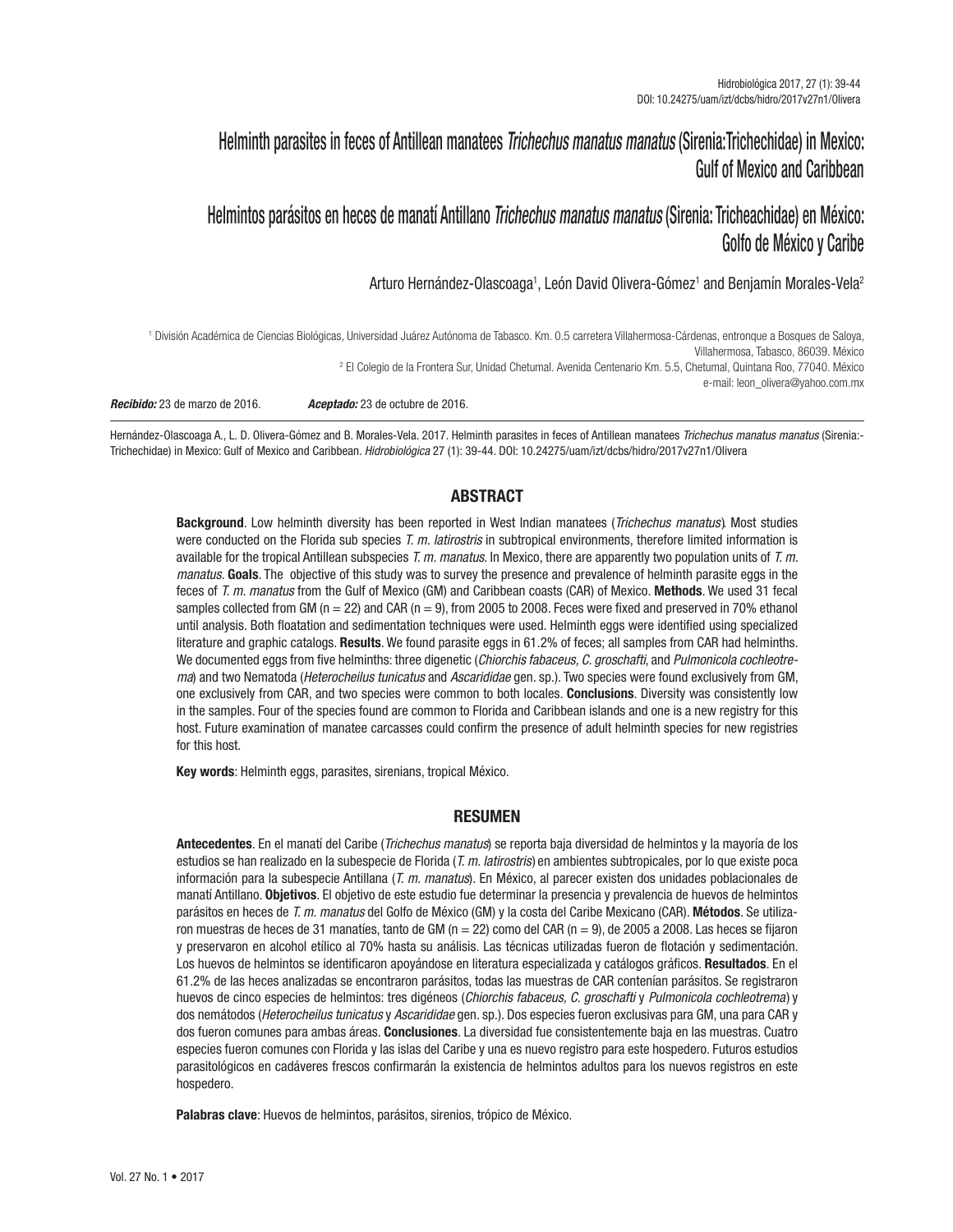# Helminth parasites in feces of Antillean manatees *Trichechus manatus manatus* (Sirenia:Trichechidae) in Mexico: Gulf of Mexico and Caribbean

# Helmintos parásitos en heces de manatí Antillano *Trichechus manatus manatus* (Sirenia: Tricheachidae) en México: Golfo de México y Caribe

Arturo Hernández-Olascoaga[1], León David Olivera-Gómez[1] and Benjamín Morales-Vela[2]

[1] División Académica de Ciencias Biológicas, Universidad Juárez Autónoma de Tabasco. Km. 0.5 carretera Villahermosa-Cárdenas, entronque a Bosques de Saloya, Villahermosa, Tabasco, 86039. México

[2] El Colegio de la Frontera Sur, Unidad Chetumal. Avenida Centenario Km. 5.5, Chetumal, Quintana Roo, 77040. México

e-mail: leon_olivera@yahoo.com.mx

***Recibido:*** 23 de marzo de 2016. ***Aceptado:*** 23 de octubre de 2016.

Hernández-Olascoaga A., L. D. Olivera-Gómez and B. Morales-Vela. 2017. Helminth parasites in feces of Antillean manatees *Trichechus manatus manatus* (Sirenia:-Trichechidae) in Mexico: Gulf of Mexico and Caribbean. *Hidrobiológica* 27 (1): 39-44. DOI: 10.24275/uam/izt/dcbs/hidro/2017v27n1/Olivera

## ABSTRACT

**Background**. Low helminth diversity has been reported in West Indian manatees (*Trichechus manatus*). Most studies were conducted on the Florida sub species *T. m. latirostris* in subtropical environments, therefore limited information is available for the tropical Antillean subspecies *T. m. manatus*. In Mexico, there are apparently two population units of *T. m. manatus.* **Goals**. The objective of this study was to survey the presence and prevalence of helminth parasite eggs in the feces of *T. m. manatus* from the Gulf of Mexico (GM) and Caribbean coasts (CAR) of Mexico. **Methods**. We used 31 fecal samples collected from GM (n = 22) and CAR (n = 9), from 2005 to 2008. Feces were fixed and preserved in 70% ethanol until analysis. Both floatation and sedimentation techniques were used. Helminth eggs were identified using specialized literature and graphic catalogs. **Results**. We found parasite eggs in 61.2% of feces; all samples from CAR had helminths. We documented eggs from five helminths: three digenetic (*Chiorchis fabaceus*, *C. groschafti*, and *Pulmonicola cochleotrema*) and two Nematoda (*Heterocheilus tunicatus* and *Ascaridiidae* gen. sp.). Two species were found exclusively from GM, one exclusively from CAR, and two species were common to both locales. **Conclusions**. Diversity was consistently low in the samples. Four of the species found are common to Florida and Caribbean islands and one is a new registry for this host. Future examination of manatee carcasses could confirm the presence of adult helminth species for new registries for this host.

**Key words**: Helminth eggs, parasites, sirenians, tropical México.

## RESUMEN

**Antecedentes**. En el manatí del Caribe (*Trichechus manatus*) se reporta baja diversidad de helmintos y la mayoría de los estudios se han realizado en la subespecie de Florida (*T. m. latirostris*) en ambientes subtropicales, por lo que existe poca información para la subespecie Antillana (*T. m. manatus*). En México, al parecer existen dos unidades poblacionales de manatí Antillano. **Objetivos**. El objetivo de este estudio fue determinar la presencia y prevalencia de huevos de helmintos parásitos en heces de *T. m. manatus* del Golfo de México (GM) y la costa del Caribe Mexicano (CAR). **Métodos**. Se utilizaron muestras de heces de 31 manatíes, tanto de GM (n = 22) como del CAR (n = 9), de 2005 a 2008. Las heces se fijaron y preservaron en alcohol etílico al 70% hasta su análisis. Las técnicas utilizadas fueron de flotación y sedimentación. Los huevos de helmintos se identificaron apoyándose en literatura especializada y catálogos gráficos. **Resultados**. En el 61.2% de las heces analizadas se encontraron parásitos, todas las muestras de CAR contenían parásitos. Se registraron huevos de cinco especies de helmintos: tres digéneos (*Chiorchis fabaceus, C. groschafti* y *Pulmonicola cochleotrema*) y dos nemátodos (*Heterocheilus tunicatus* y *Ascaridiidae* gen. sp.). Dos especies fueron exclusivas para GM, una para CAR y dos fueron comunes para ambas áreas. **Conclusiones**. La diversidad fue consistentemente baja en las muestras. Cuatro especies fueron comunes con Florida y las islas del Caribe y una es nuevo registro para este hospedero. Futuros estudios parasitológicos en cadáveres frescos confirmarán la existencia de helmintos adultos para los nuevos registros en este hospedero.

**Palabras clave**: Huevos de helmintos, parásitos, sirenios, trópico de México.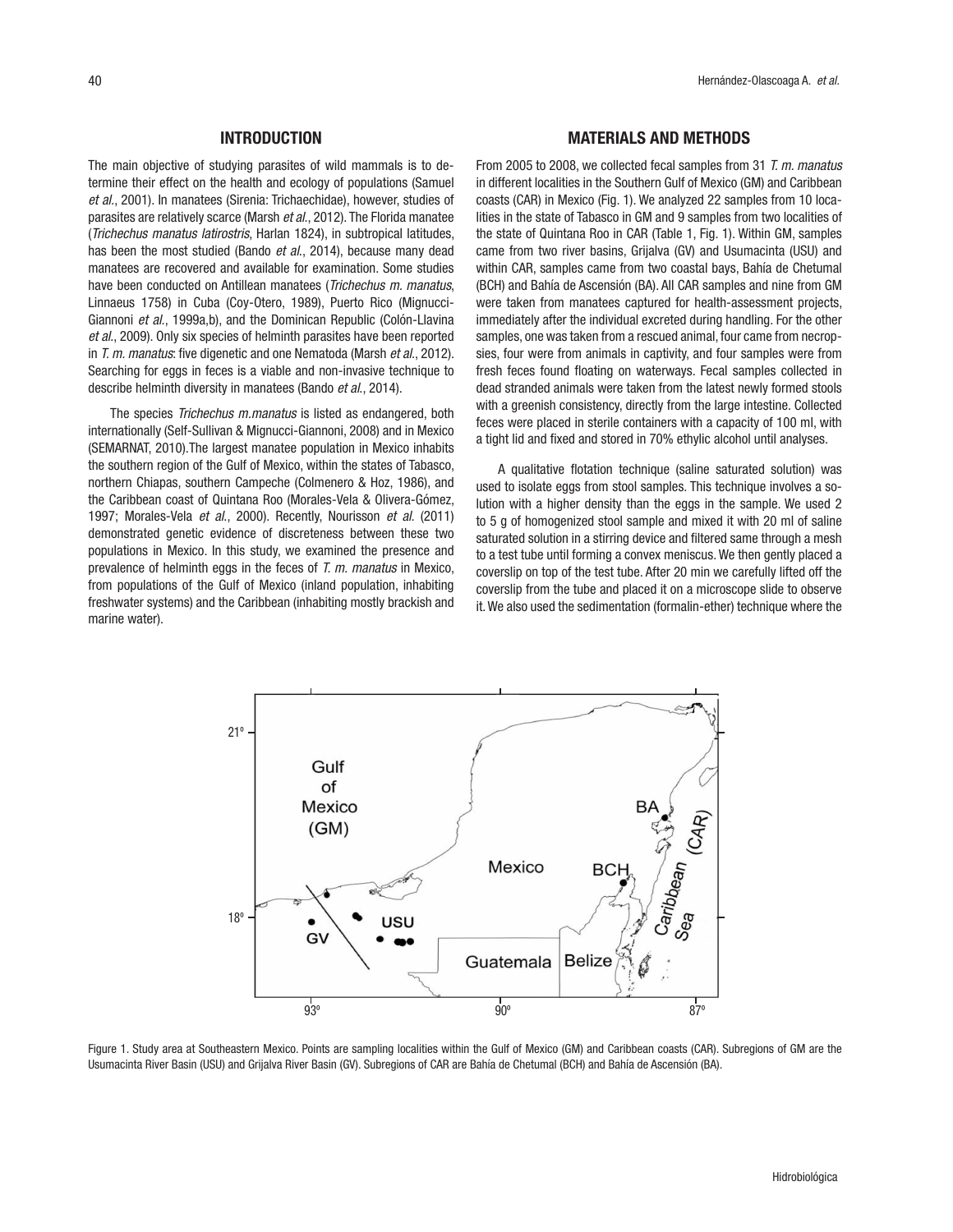## INTRODUCTION

The main objective of studying parasites of wild mammals is to determine their effect on the health and ecology of populations (Samuel *et al.*, 2001). In manatees (Sirenia: Trichaechidae), however, studies of parasites are relatively scarce (Marsh *et al.*, 2012). The Florida manatee (*Trichechus manatus latirostris*, Harlan 1824), in subtropical latitudes, has been the most studied (Bando *et al.*, 2014), because many dead manatees are recovered and available for examination. Some studies have been conducted on Antillean manatees (*Trichechus m. manatus*, Linnaeus 1758) in Cuba (Coy-Otero, 1989), Puerto Rico (Mignucci-Giannoni *et al.*, 1999a,b), and the Dominican Republic (Colón-Llavina *et al.*, 2009). Only six species of helminth parasites have been reported in *T. m. manatus*: five digenetic and one Nematoda (Marsh *et al.*, 2012). Searching for eggs in feces is a viable and non-invasive technique to describe helminth diversity in manatees (Bando *et al.*, 2014).

The species *Trichechus m.manatus* is listed as endangered, both internationally (Self-Sullivan & Mignucci-Giannoni, 2008) and in Mexico (SEMARNAT, 2010).The largest manatee population in Mexico inhabits the southern region of the Gulf of Mexico, within the states of Tabasco, northern Chiapas, southern Campeche (Colmenero & Hoz, 1986), and the Caribbean coast of Quintana Roo (Morales-Vela & Olivera-Gómez, 1997; Morales-Vela *et al.*, 2000). Recently, Nourisson *et al.* (2011) demonstrated genetic evidence of discreteness between these two populations in Mexico. In this study, we examined the presence and prevalence of helminth eggs in the feces of *T. m. manatus* in Mexico, from populations of the Gulf of Mexico (inland population, inhabiting freshwater systems) and the Caribbean (inhabiting mostly brackish and marine water).

## MATERIALS AND METHODS

From 2005 to 2008, we collected fecal samples from 31 *T. m. manatus* in different localities in the Southern Gulf of Mexico (GM) and Caribbean coasts (CAR) in Mexico (Fig. 1). We analyzed 22 samples from 10 localities in the state of Tabasco in GM and 9 samples from two localities of the state of Quintana Roo in CAR (Table 1, Fig. 1). Within GM, samples came from two river basins, Grijalva (GV) and Usumacinta (USU) and within CAR, samples came from two coastal bays, Bahía de Chetumal (BCH) and Bahía de Ascensión (BA). All CAR samples and nine from GM were taken from manatees captured for health-assessment projects, immediately after the individual excreted during handling. For the other samples, one was taken from a rescued animal, four came from necropsies, four were from animals in captivity, and four samples were from fresh feces found floating on waterways. Fecal samples collected in dead stranded animals were taken from the latest newly formed stools with a greenish consistency, directly from the large intestine. Collected feces were placed in sterile containers with a capacity of 100 ml, with a tight lid and fixed and stored in 70% ethylic alcohol until analyses.

A qualitative flotation technique (saline saturated solution) was used to isolate eggs from stool samples. This technique involves a solution with a higher density than the eggs in the sample. We used 2 to 5 g of homogenized stool sample and mixed it with 20 ml of saline saturated solution in a stirring device and filtered same through a mesh to a test tube until forming a convex meniscus. We then gently placed a coverslip on top of the test tube. After 20 min we carefully lifted off the coverslip from the tube and placed it on a microscope slide to observe it. We also used the sedimentation (formalin-ether) technique where the

Figure 1. Study area at Southeastern Mexico. Points are sampling localities within the Gulf of Mexico (GM) and Caribbean coasts (CAR). Subregions of GM are the Usumacinta River Basin (USU) and Grijalva River Basin (GV). Subregions of CAR are Bahía de Chetumal (BCH) and Bahía de Ascensión (BA).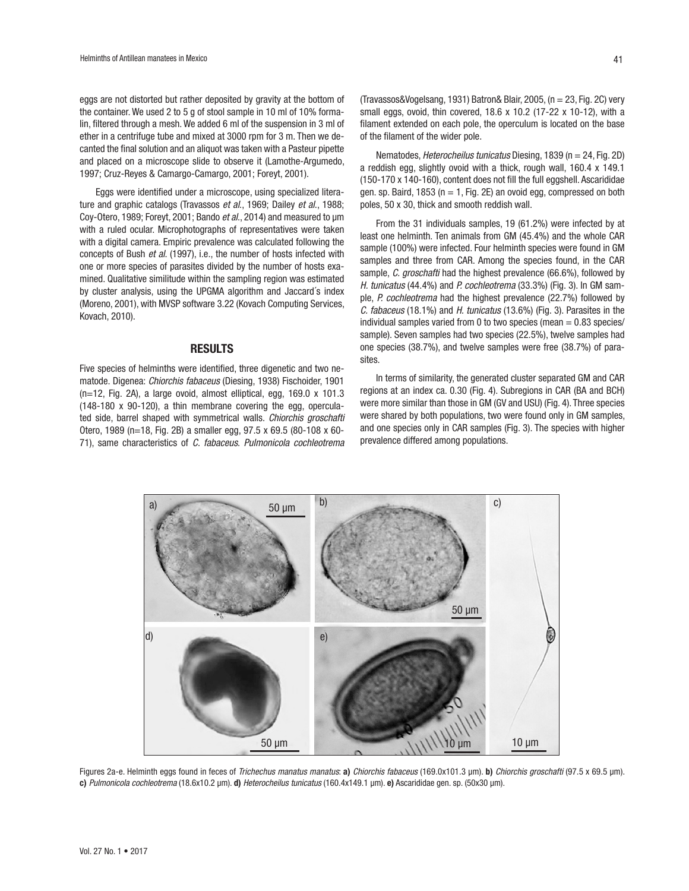eggs are not distorted but rather deposited by gravity at the bottom of the container. We used 2 to 5 g of stool sample in 10 ml of 10% formalin, filtered through a mesh. We added 6 ml of the suspension in 3 ml of ether in a centrifuge tube and mixed at 3000 rpm for 3 m. Then we decanted the final solution and an aliquot was taken with a Pasteur pipette and placed on a microscope slide to observe it (Lamothe-Argumedo, 1997; Cruz-Reyes & Camargo-Camargo, 2001; Foreyt, 2001).

Eggs were identified under a microscope, using specialized literature and graphic catalogs (Travassos *et al.*, 1969; Dailey *et al.*, 1988; Coy-Otero, 1989; Foreyt, 2001; Bando *et al.*, 2014) and measured to µm with a ruled ocular. Microphotographs of representatives were taken with a digital camera. Empiric prevalence was calculated following the concepts of Bush *et al.* (1997), i.e., the number of hosts infected with one or more species of parasites divided by the number of hosts examined. Qualitative similitude within the sampling region was estimated by cluster analysis, using the UPGMA algorithm and Jaccard´s index (Moreno, 2001), with MVSP software 3.22 (Kovach Computing Services, Kovach, 2010).

## RESULTS

Five species of helminths were identified, three digenetic and two nematode. Digenea: *Chiorchis fabaceus* (Diesing, 1938) Fischoider, 1901 (n=12, Fig. 2A), a large ovoid, almost elliptical, egg, 169.0 x 101.3 (148-180 x 90-120), a thin membrane covering the egg, operculated side, barrel shaped with symmetrical walls. *Chiorchis groschafti* Otero, 1989 (n=18, Fig. 2B) a smaller egg, 97.5 x 69.5 (80-108 x 60-71), same characteristics of *C. fabaceus*. *Pulmonicola cochleotrema* (Travassos&Vogelsang, 1931) Batron& Blair, 2005, (n = 23, Fig. 2C) very small eggs, ovoid, thin covered, 18.6 x 10.2 (17-22 x 10-12), with a filament extended on each pole, the operculum is located on the base of the filament of the wider pole.

Nematodes, *Heterocheilus tunicatus* Diesing, 1839 (n = 24, Fig. 2D) a reddish egg, slightly ovoid with a thick, rough wall, 160.4 x 149.1 (150-170 x 140-160), content does not fill the full eggshell. Ascarididae gen. sp. Baird, 1853 (n = 1, Fig. 2E) an ovoid egg, compressed on both poles, 50 x 30, thick and smooth reddish wall.

From the 31 individuals samples, 19 (61.2%) were infected by at least one helminth. Ten animals from GM (45.4%) and the whole CAR sample (100%) were infected. Four helminth species were found in GM samples and three from CAR. Among the species found, in the CAR sample, *C. groschafti* had the highest prevalence (66.6%), followed by *H. tunicatus* (44.4%) and *P. cochleotrema* (33.3%) (Fig. 3). In GM sample, *P. cochleotrema* had the highest prevalence (22.7%) followed by *C. fabaceus* (18.1%) and *H. tunicatus* (13.6%) (Fig. 3). Parasites in the individual samples varied from 0 to two species (mean = 0.83 species/sample). Seven samples had two species (22.5%), twelve samples had one species (38.7%), and twelve samples were free (38.7%) of parasites.

In terms of similarity, the generated cluster separated GM and CAR regions at an index ca. 0.30 (Fig. 4). Subregions in CAR (BA and BCH) were more similar than those in GM (GV and USU) (Fig. 4). Three species were shared by both populations, two were found only in GM samples, and one species only in CAR samples (Fig. 3). The species with higher prevalence differed among populations.

Figures 2a-e. Helminth eggs found in feces of *Trichechus manatus manatus*: **a)** *Chiorchis fabaceus* (169.0x101.3 µm). **b)** *Chiorchis groschafti* (97.5 x 69.5 µm). **c)** *Pulmonicola cochleotrema* (18.6x10.2 µm). **d)** *Heterocheilus tunicatus* (160.4x149.1 µm). **e)** Ascarididae gen. sp. (50x30 µm).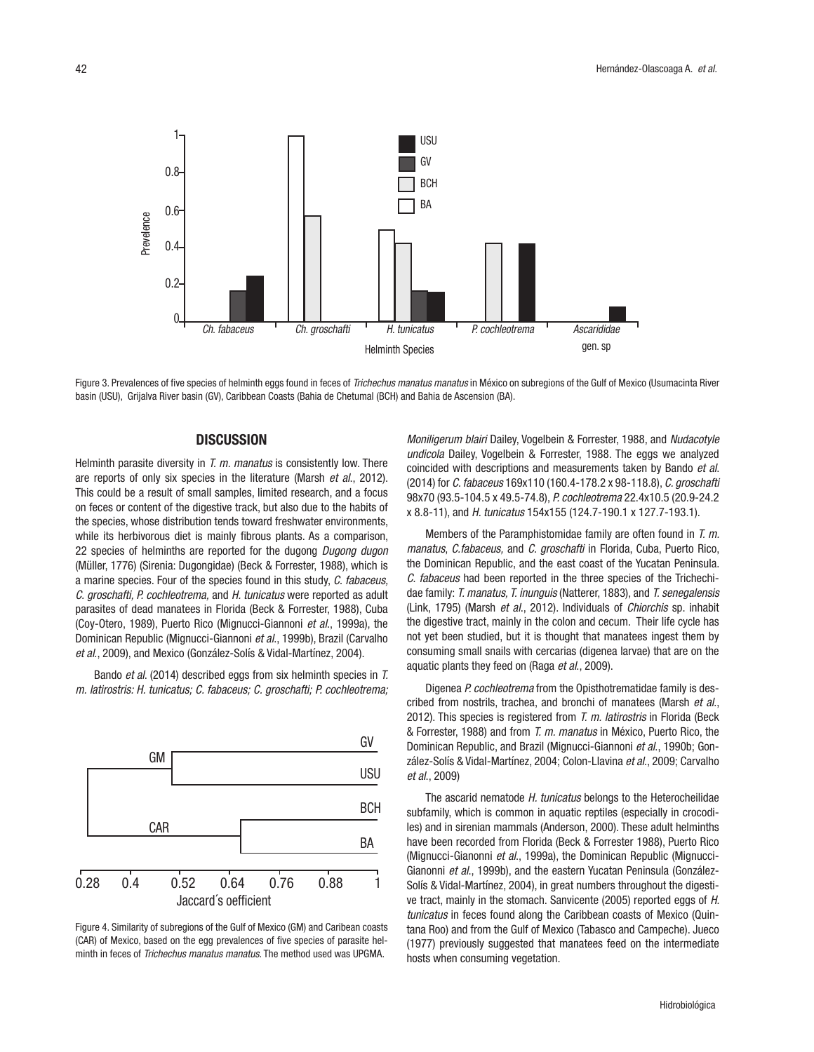Figure 3. Prevalences of five species of helminth eggs found in feces of *Trichechus manatus manatus* in México on subregions of the Gulf of Mexico (Usumacinta River basin (USU), Grijalva River basin (GV), Caribbean Coasts (Bahia de Chetumal (BCH) and Bahia de Ascension (BA).

## DISCUSSION

Helminth parasite diversity in *T. m. manatus* is consistently low. There are reports of only six species in the literature (Marsh *et al.*, 2012). This could be a result of small samples, limited research, and a focus on feces or content of the digestive track, but also due to the habits of the species, whose distribution tends toward freshwater environments, while its herbivorous diet is mainly fibrous plants. As a comparison, 22 species of helminths are reported for the dugong *Dugong dugon* (Müller, 1776) (Sirenia: Dugongidae) (Beck & Forrester, 1988), which is a marine species. Four of the species found in this study, *C. fabaceus, C. groschafti, P. cochleotrema,* and *H. tunicatus* were reported as adult parasites of dead manatees in Florida (Beck & Forrester, 1988), Cuba (Coy-Otero, 1989), Puerto Rico (Mignucci-Giannoni *et al.*, 1999a), the Dominican Republic (Mignucci-Giannoni *et al.*, 1999b), Brazil (Carvalho *et al.*, 2009), and Mexico (González-Solís & Vidal-Martínez, 2004).

Bando *et al.* (2014) described eggs from six helminth species in *T. m. latirostris: H. tunicatus; C. fabaceus; C. groschafti; P. cochleotrema; Moniligerum blairi* Dailey, Vogelbein & Forrester, 1988, and *Nudacotyle undicola* Dailey, Vogelbein & Forrester, 1988. The eggs we analyzed coincided with descriptions and measurements taken by Bando *et al.* (2014) for *C. fabaceus* 169x110 (160.4-178.2 x 98-118.8), *C. groschafti* 98x70 (93.5-104.5 x 49.5-74.8), *P. cochleotrema* 22.4x10.5 (20.9-24.2 x 8.8-11), and *H. tunicatus* 154x155 (124.7-190.1 x 127.7-193.1).

Figure 4. Similarity of subregions of the Gulf of Mexico (GM) and Caribean coasts (CAR) of Mexico, based on the egg prevalences of five species of parasite helminth in feces of *Trichechus manatus manatus*. The method used was UPGMA.

Members of the Paramphistomidae family are often found in *T. m. manatus*, *C.fabaceus,* and *C. groschafti* in Florida, Cuba, Puerto Rico, the Dominican Republic, and the east coast of the Yucatan Peninsula. *C. fabaceus* had been reported in the three species of the Trichechidae family: *T. manatus, T. inunguis* (Natterer, 1883), and *T. senegalensis* (Link, 1795) (Marsh *et al.*, 2012). Individuals of *Chiorchis* sp. inhabit the digestive tract, mainly in the colon and cecum. Their life cycle has not yet been studied, but it is thought that manatees ingest them by consuming small snails with cercarias (digenea larvae) that are on the aquatic plants they feed on (Raga *et al.*, 2009).

Digenea *P. cochleotrema* from the Opisthotrematidae family is described from nostrils, trachea, and bronchi of manatees (Marsh *et al.*, 2012). This species is registered from *T. m. latirostris* in Florida (Beck & Forrester, 1988) and from *T. m. manatus* in México, Puerto Rico, the Dominican Republic, and Brazil (Mignucci-Giannoni *et al.*, 1990b; González-Solís & Vidal-Martínez, 2004; Colon-Llavina *et al.*, 2009; Carvalho *et al.*, 2009)

The ascarid nematode *H. tunicatus* belongs to the Heterocheilidae subfamily, which is common in aquatic reptiles (especially in crocodiles) and in sirenian mammals (Anderson, 2000). These adult helminths have been recorded from Florida (Beck & Forrester 1988), Puerto Rico (Mignucci-Gianonni *et al.*, 1999a), the Dominican Republic (Mignucci-Gianonni *et al.*, 1999b), and the eastern Yucatan Peninsula (González-Solís & Vidal-Martínez, 2004), in great numbers throughout the digestive tract, mainly in the stomach. Sanvicente (2005) reported eggs of *H. tunicatus* in feces found along the Caribbean coasts of Mexico (Quintana Roo) and from the Gulf of Mexico (Tabasco and Campeche). Jueco (1977) previously suggested that manatees feed on the intermediate hosts when consuming vegetation.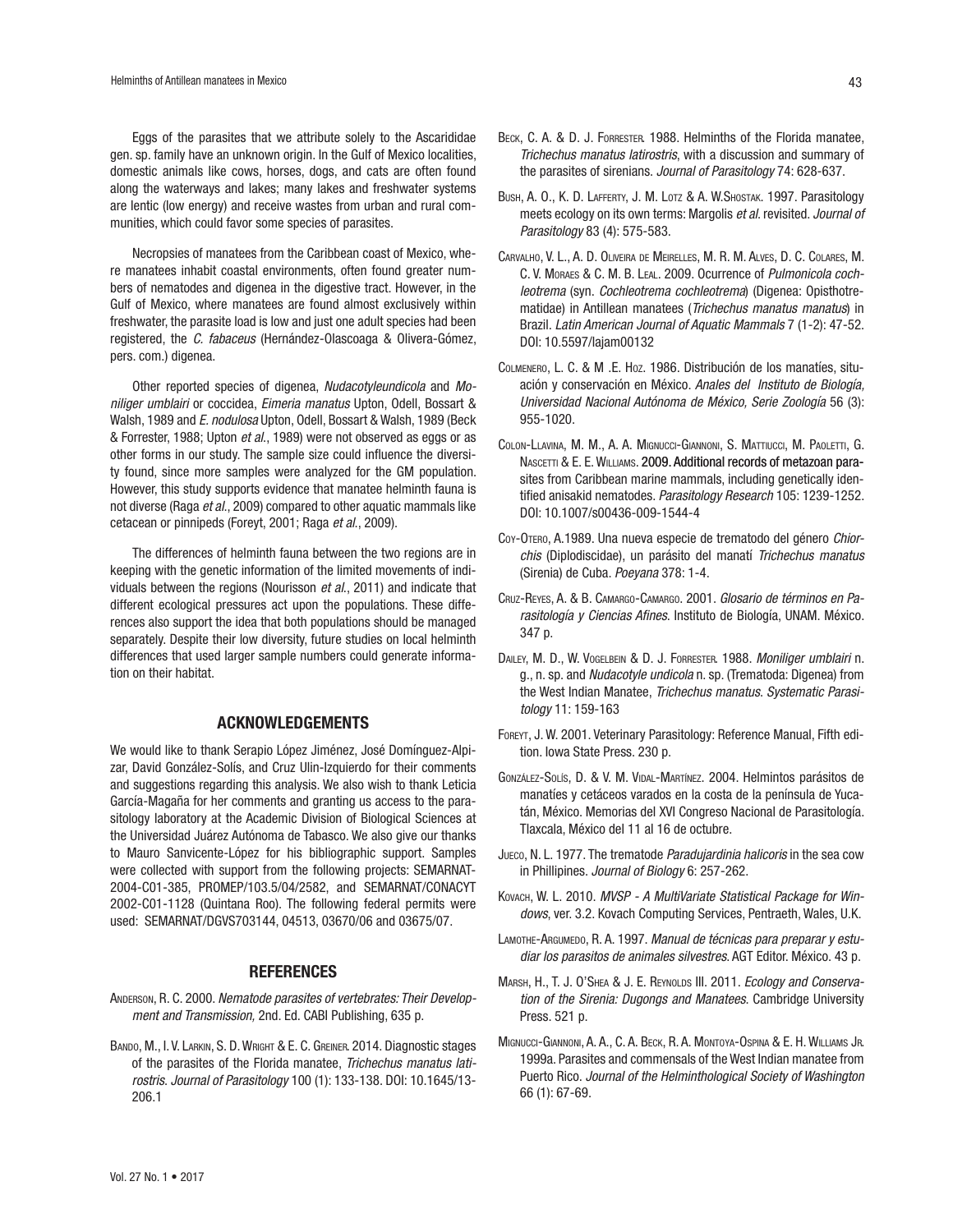Eggs of the parasites that we attribute solely to the Ascarididae gen. sp. family have an unknown origin. In the Gulf of Mexico localities, domestic animals like cows, horses, dogs, and cats are often found along the waterways and lakes; many lakes and freshwater systems are lentic (low energy) and receive wastes from urban and rural communities, which could favor some species of parasites.

Necropsies of manatees from the Caribbean coast of Mexico, where manatees inhabit coastal environments, often found greater numbers of nematodes and digenea in the digestive tract. However, in the Gulf of Mexico, where manatees are found almost exclusively within freshwater, the parasite load is low and just one adult species had been registered, the *C. fabaceus* (Hernández-Olascoaga & Olivera-Gómez, pers. com.) digenea.

Other reported species of digenea, *Nudacotyleundicola* and *Moniliger umblairi* or coccidea, *Eimeria manatus* Upton, Odell, Bossart & Walsh, 1989 and *E. nodulosa* Upton, Odell, Bossart & Walsh, 1989 (Beck & Forrester, 1988; Upton *et al.*, 1989) were not observed as eggs or as other forms in our study. The sample size could influence the diversity found, since more samples were analyzed for the GM population. However, this study supports evidence that manatee helminth fauna is not diverse (Raga *et al.*, 2009) compared to other aquatic mammals like cetacean or pinnipeds (Foreyt, 2001; Raga *et al.*, 2009).

The differences of helminth fauna between the two regions are in keeping with the genetic information of the limited movements of individuals between the regions (Nourisson *et al.*, 2011) and indicate that different ecological pressures act upon the populations. These differences also support the idea that both populations should be managed separately. Despite their low diversity, future studies on local helminth differences that used larger sample numbers could generate information on their habitat.

## ACKNOWLEDGEMENTS

We would like to thank Serapio López Jiménez, José Domínguez-Alpizar, David González-Solís, and Cruz Ulin-Izquierdo for their comments and suggestions regarding this analysis. We also wish to thank Leticia García-Magaña for her comments and granting us access to the parasitology laboratory at the Academic Division of Biological Sciences at the Universidad Juárez Autónoma de Tabasco. We also give our thanks to Mauro Sanvicente-López for his bibliographic support. Samples were collected with support from the following projects: SEMARNAT-2004-C01-385, PROMEP/103.5/04/2582, and SEMARNAT/CONACYT 2002-C01-1128 (Quintana Roo). The following federal permits were used: SEMARNAT/DGVS703144, 04513, 03670/06 and 03675/07.

## REFERENCES

Anderson, R. C. 2000. *Nematode parasites of vertebrates: Their Development and Transmission,* 2nd. Ed. CABI Publishing, 635 p.

Bando, M., I. V. Larkin, S. D. Wright & E. C. Greiner. 2014. Diagnostic stages of the parasites of the Florida manatee, *Trichechus manatus latirostris*. *Journal of Parasitology* 100 (1): 133-138. DOI: 10.1645/13-206.1

Beck, C. A. & D. J. Forrester. 1988. Helminths of the Florida manatee, *Trichechus manatus latirostris*, with a discussion and summary of the parasites of sirenians. *Journal of Parasitology* 74: 628-637.

Bush, A. O., K. D. Lafferty, J. M. Lotz & A. W.Shostak. 1997. Parasitology meets ecology on its own terms: Margolis *et al.* revisited. *Journal of Parasitology* 83 (4): 575-583.

Carvalho, V. L., A. D. Oliveira de Meirelles, M. R. M. Alves, D. C. Colares, M. C. V. Moraes & C. M. B. Leal. 2009. Ocurrence of *Pulmonicola cochleotrema* (syn. *Cochleotrema cochleotrema*) (Digenea: Opisthotrematidae) in Antillean manatees (*Trichechus manatus manatus*) in Brazil. *Latin American Journal of Aquatic Mammals* 7 (1-2): 47-52. DOI: 10.5597/lajam00132

Colmenero, L. C. & M .E. Hoz. 1986. Distribución de los manatíes, situación y conservación en México. *Anales del Instituto de Biología, Universidad Nacional Autónoma de México, Serie Zoología* 56 (3): 955-1020.

Colon-Llavina, M. M., A. A. Mignucci-Giannoni, S. Mattiucci, M. Paoletti, G. Nascetti & E. E. Williams. 2009. Additional records of metazoan parasites from Caribbean marine mammals, including genetically identified anisakid nematodes. *Parasitology Research* 105: 1239-1252. DOI: 10.1007/s00436-009-1544-4

Coy-Otero, A.1989. Una nueva especie de trematodo del género *Chiorchis* (Diplodiscidae), un parásito del manatí *Trichechus manatus* (Sirenia) de Cuba. *Poeyana* 378: 1-4.

Cruz-Reyes, A. & B. Camargo-Camargo. 2001. *Glosario de términos en Parasitología y Ciencias Afines*. Instituto de Biología, UNAM. México. 347 p.

Dailey, M. D., W. Vogelbein & D. J. Forrester. 1988. *Moniliger umblairi* n. g., n. sp. and *Nudacotyle undicola* n. sp. (Trematoda: Digenea) from the West Indian Manatee, *Trichechus manatus*. *Systematic Parasitology* 11: 159-163

Foreyt, J. W. 2001. Veterinary Parasitology: Reference Manual, Fifth edition. Iowa State Press. 230 p.

González-Solís, D. & V. M. Vidal-Martínez. 2004. Helmintos parásitos de manatíes y cetáceos varados en la costa de la península de Yucatán, México. Memorias del XVI Congreso Nacional de Parasitología. Tlaxcala, México del 11 al 16 de octubre.

Jueco, N. L. 1977. The trematode *Paradujardinia halicoris* in the sea cow in Phillipines. *Journal of Biology* 6: 257-262.

Kovach, W. L. 2010. *MVSP - A MultiVariate Statistical Package for Windows*, ver. 3.2. Kovach Computing Services, Pentraeth, Wales, U.K.

Lamothe-Argumedo, R. A. 1997. *Manual de técnicas para preparar y estudiar los parasitos de animales silvestres.* AGT Editor. México. 43 p.

Marsh, H., T. J. O'Shea & J. E. Reynolds III. 2011. *Ecology and Conservation of the Sirenia: Dugongs and Manatees.* Cambridge University Press. 521 p.

Mignucci-Giannoni, A. A., C. A. Beck, R. A. Montoya-Ospina & E. H. Williams Jr. 1999a. Parasites and commensals of the West Indian manatee from Puerto Rico. *Journal of the Helminthological Society of Washington* 66 (1): 67-69.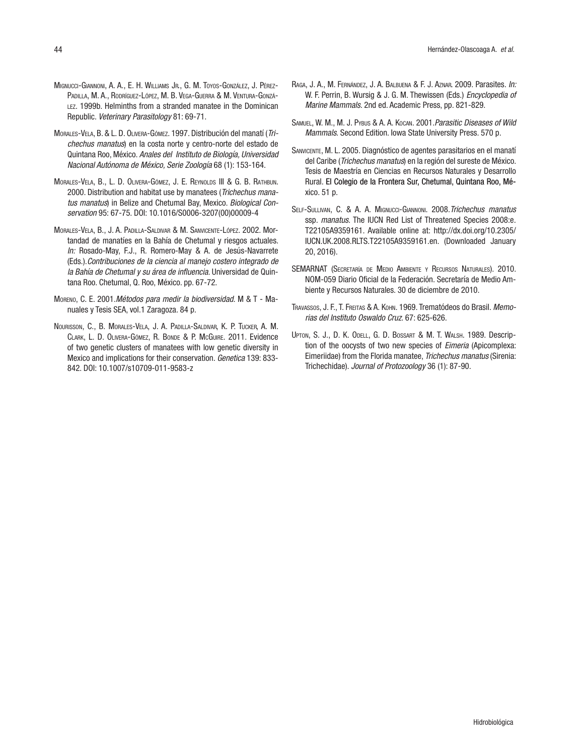Mignucci-Giannoni, A. A., E. H. Williams Jr., G. M. Toyos-González, J. Pérez-Padilla, M. A., Rodríguez-López, M. B. Vega-Guerra & M. Ventura-González. 1999b. Helminths from a stranded manatee in the Dominican Republic. *Veterinary Parasitology* 81: 69-71.

Morales-Vela, B. & L. D. Olivera-Gómez. 1997. Distribución del manatí (*Trichechus manatus*) en la costa norte y centro-norte del estado de Quintana Roo, México. *Anales del Instituto de Biología, Universidad Nacional Autónoma de México, Serie Zoología* 68 (1): 153-164.

Morales-Vela, B., L. D. Olivera-Gómez, J. E. Reynolds III & G. B. Rathbun. 2000. Distribution and habitat use by manatees (*Trichechus manatus manatus*) in Belize and Chetumal Bay, Mexico. *Biological Conservation* 95: 67-75. DOI: 10.1016/S0006-3207(00)00009-4

Morales-Vela, B., J. A. Padilla-Saldivar & M. Sanvicente-López. 2002. Mortandad de manatíes en la Bahía de Chetumal y riesgos actuales. *In:* Rosado-May, F.J., R. Romero-May & A. de Jesús-Navarrete (Eds.). *Contribuciones de la ciencia al manejo costero integrado de la Bahía de Chetumal y su área de influencia*. Universidad de Quintana Roo. Chetumal, Q. Roo, México. pp. 67-72.

Moreno, C. E. 2001. *Métodos para medir la biodiversidad*. M & T - Manuales y Tesis SEA, vol.1 Zaragoza. 84 p.

Nourisson, C., B. Morales-Vela, J. A. Padilla-Saldivar, K. P. Tucker, A. M. Clark, L. D. Olivera-Gómez, R. Bonde & P. McGuire. 2011. Evidence of two genetic clusters of manatees with low genetic diversity in Mexico and implications for their conservation. *Genetica* 139: 833-842. DOI: 10.1007/s10709-011-9583-z

Raga, J. A., M. Fernández, J. A. Balbuena & F. J. Aznar. 2009. Parasites. *In:* W. F. Perrin, B. Wursig & J. G. M. Thewissen (Eds.) *Encyclopedia of Marine Mammals*. 2nd ed. Academic Press, pp. 821-829.

Samuel, W. M., M. J. Pybus & A. A. Kocan. 2001. *Parasitic Diseases of Wild Mammals*. Second Edition. Iowa State University Press. 570 p.

Sanvicente, M. L. 2005. Diagnóstico de agentes parasitarios en el manatí del Caribe (*Trichechus manatus*) en la región del sureste de México. Tesis de Maestría en Ciencias en Recursos Naturales y Desarrollo Rural. El Colegio de la Frontera Sur, Chetumal, Quintana Roo, México. 51 p.

Self-Sullivan, C. & A. A. Mignucci-Giannoni. 2008. *Trichechus manatus* ssp. *manatus*. The IUCN Red List of Threatened Species 2008:e. T22105A9359161. Available online at: http://dx.doi.org/10.2305/IUCN.UK.2008.RLTS.T22105A9359161.en. (Downloaded January 20, 2016).

SEMARNAT (Secretaría de Medio Ambiente y Recursos Naturales). 2010. NOM-059 Diario Oficial de la Federación. Secretaría de Medio Ambiente y Recursos Naturales. 30 de diciembre de 2010.

Travassos, J. F., T. Freitas & A. Kohn. 1969. Trematódeos do Brasil. *Memorias del Instituto Oswaldo Cruz*. 67: 625-626.

Upton, S. J., D. K. Odell, G. D. Bossart & M. T. Walsh. 1989. Description of the oocysts of two new species of *Eimeria* (Apicomplexa: Eimeriidae) from the Florida manatee, *Trichechus manatus* (Sirenia: Trichechidae). *Journal of Protozoology* 36 (1): 87-90.